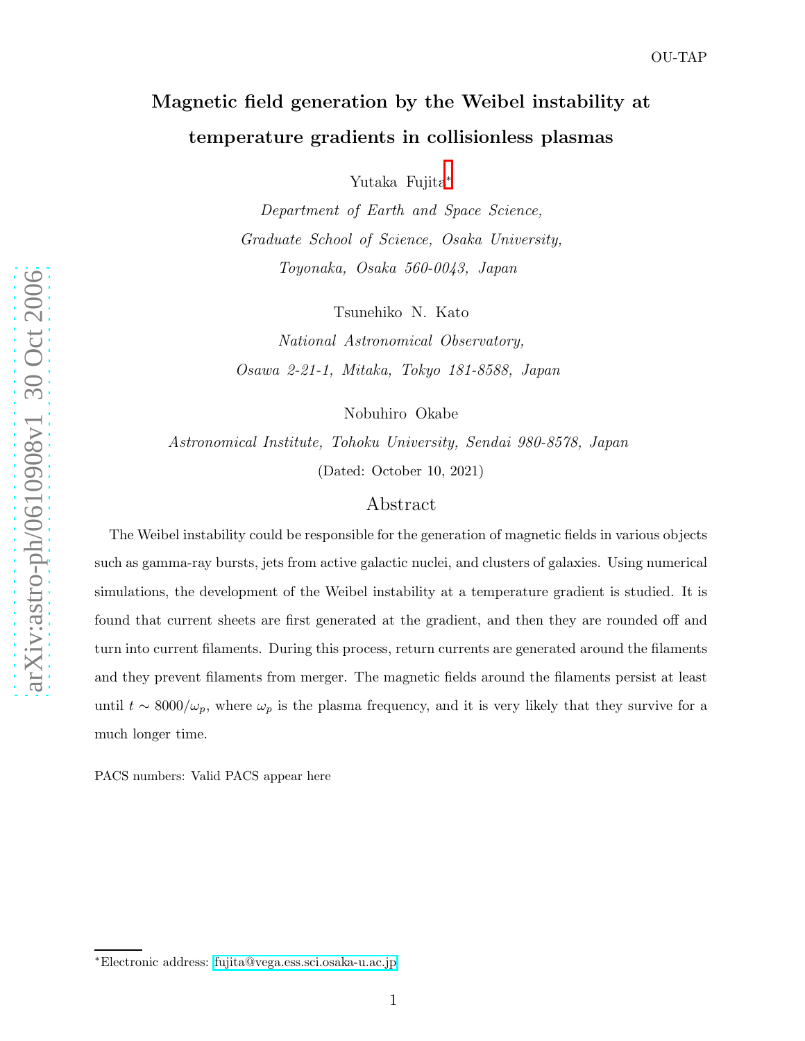OU-TAP

# Magnetic field generation by the Weibel instability at temperature gradients in collisionless plasmas

Yutaka Fujita*

*Department of Earth and Space Science,*
*Graduate School of Science, Osaka University,*
*Toyonaka, Osaka 560-0043, Japan*

Tsunehiko N. Kato

*National Astronomical Observatory,*
*Osawa 2-21-1, Mitaka, Tokyo 181-8588, Japan*

Nobuhiro Okabe

*Astronomical Institute, Tohoku University, Sendai 980-8578, Japan*

(Dated: October 10, 2021)

## Abstract

The Weibel instability could be responsible for the generation of magnetic fields in various objects such as gamma-ray bursts, jets from active galactic nuclei, and clusters of galaxies. Using numerical simulations, the development of the Weibel instability at a temperature gradient is studied. It is found that current sheets are first generated at the gradient, and then they are rounded off and turn into current filaments. During this process, return currents are generated around the filaments and they prevent filaments from merger. The magnetic fields around the filaments persist at least until $t \sim 8000/\omega_p$, where $\omega_p$ is the plasma frequency, and it is very likely that they survive for a much longer time.

PACS numbers: Valid PACS appear here

*Electronic address: fujita@vega.ess.sci.osaka-u.ac.jp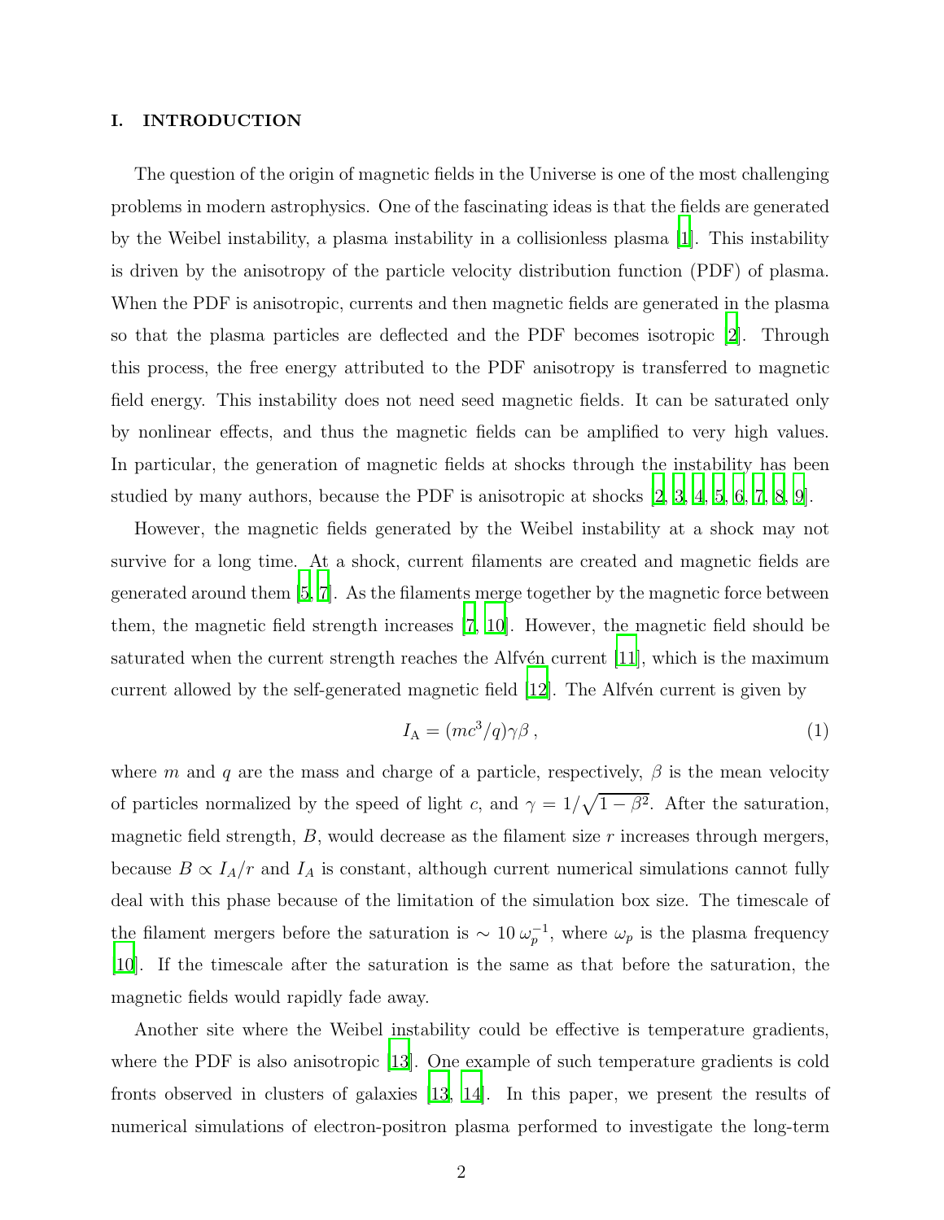## I. INTRODUCTION

The question of the origin of magnetic fields in the Universe is one of the most challenging problems in modern astrophysics. One of the fascinating ideas is that the fields are generated by the Weibel instability, a plasma instability in a collisionless plasma [1]. This instability is driven by the anisotropy of the particle velocity distribution function (PDF) of plasma. When the PDF is anisotropic, currents and then magnetic fields are generated in the plasma so that the plasma particles are deflected and the PDF becomes isotropic [2]. Through this process, the free energy attributed to the PDF anisotropy is transferred to magnetic field energy. This instability does not need seed magnetic fields. It can be saturated only by nonlinear effects, and thus the magnetic fields can be amplified to very high values. In particular, the generation of magnetic fields at shocks through the instability has been studied by many authors, because the PDF is anisotropic at shocks [2, 3, 4, 5, 6, 7, 8, 9].

However, the magnetic fields generated by the Weibel instability at a shock may not survive for a long time. At a shock, current filaments are created and magnetic fields are generated around them [5, 7]. As the filaments merge together by the magnetic force between them, the magnetic field strength increases [7, 10]. However, the magnetic field should be saturated when the current strength reaches the Alfvén current [11], which is the maximum current allowed by the self-generated magnetic field [12]. The Alfvén current is given by

$$I_{\rm A} = (mc^3/q)\gamma\beta \ , \tag{1}$$

where $m$ and $q$ are the mass and charge of a particle, respectively, $\beta$ is the mean velocity of particles normalized by the speed of light $c$, and $\gamma = 1/\sqrt{1-\beta^2}$. After the saturation, magnetic field strength, $B$, would decrease as the filament size $r$ increases through mergers, because $B \propto I_A/r$ and $I_A$ is constant, although current numerical simulations cannot fully deal with this phase because of the limitation of the simulation box size. The timescale of the filament mergers before the saturation is $\sim 10\,\omega_p^{-1}$, where $\omega_p$ is the plasma frequency [10]. If the timescale after the saturation is the same as that before the saturation, the magnetic fields would rapidly fade away.

Another site where the Weibel instability could be effective is temperature gradients, where the PDF is also anisotropic [13]. One example of such temperature gradients is cold fronts observed in clusters of galaxies [13, 14]. In this paper, we present the results of numerical simulations of electron-positron plasma performed to investigate the long-term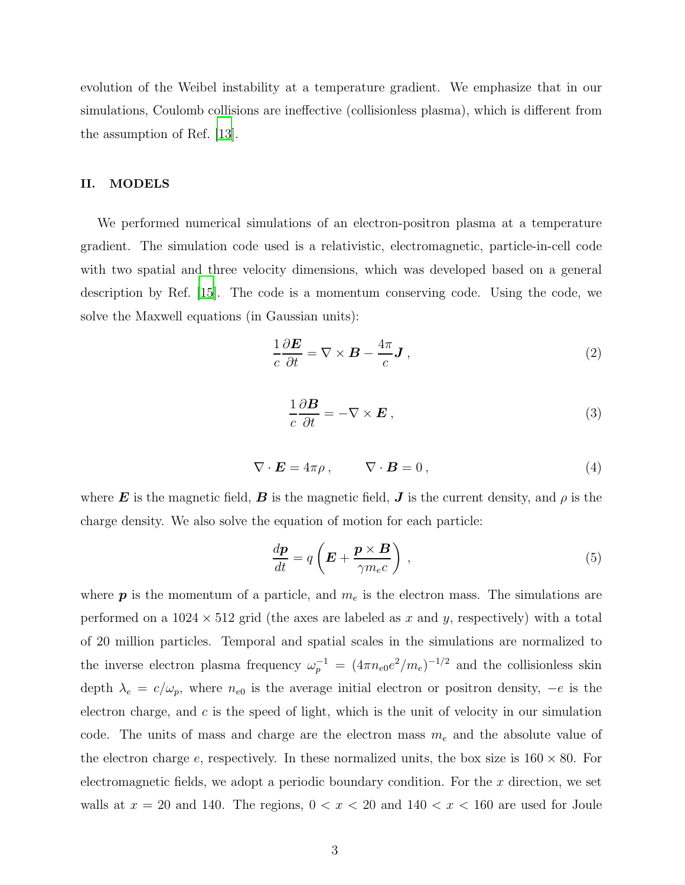evolution of the Weibel instability at a temperature gradient. We emphasize that in our simulations, Coulomb collisions are ineffective (collisionless plasma), which is different from the assumption of Ref. [13].

## II. MODELS

We performed numerical simulations of an electron-positron plasma at a temperature gradient. The simulation code used is a relativistic, electromagnetic, particle-in-cell code with two spatial and three velocity dimensions, which was developed based on a general description by Ref. [15]. The code is a momentum conserving code. Using the code, we solve the Maxwell equations (in Gaussian units):

$$\frac{1}{c}\frac{\partial \boldsymbol{E}}{\partial t} = \nabla \times \boldsymbol{B} - \frac{4\pi}{c}\boldsymbol{J}\,, \tag{2}$$

$$\frac{1}{c}\frac{\partial \boldsymbol{B}}{\partial t} = -\nabla \times \boldsymbol{E}\,, \tag{3}$$

$$\nabla \cdot \boldsymbol{E} = 4\pi\rho\,, \qquad \nabla \cdot \boldsymbol{B} = 0\,, \tag{4}$$

where $\boldsymbol{E}$ is the magnetic field, $\boldsymbol{B}$ is the magnetic field, $\boldsymbol{J}$ is the current density, and $\rho$ is the charge density. We also solve the equation of motion for each particle:

$$\frac{d\boldsymbol{p}}{dt} = q\left(\boldsymbol{E} + \frac{\boldsymbol{p}\times\boldsymbol{B}}{\gamma m_e c}\right)\,, \tag{5}$$

where $\boldsymbol{p}$ is the momentum of a particle, and $m_e$ is the electron mass. The simulations are performed on a $1024 \times 512$ grid (the axes are labeled as $x$ and $y$, respectively) with a total of 20 million particles. Temporal and spatial scales in the simulations are normalized to the inverse electron plasma frequency $\omega_p^{-1} = (4\pi n_{e0}e^2/m_e)^{-1/2}$ and the collisionless skin depth $\lambda_e = c/\omega_p$, where $n_{e0}$ is the average initial electron or positron density, $-e$ is the electron charge, and $c$ is the speed of light, which is the unit of velocity in our simulation code. The units of mass and charge are the electron mass $m_e$ and the absolute value of the electron charge $e$, respectively. In these normalized units, the box size is $160 \times 80$. For electromagnetic fields, we adopt a periodic boundary condition. For the $x$ direction, we set walls at $x = 20$ and 140. The regions, $0 < x < 20$ and $140 < x < 160$ are used for Joule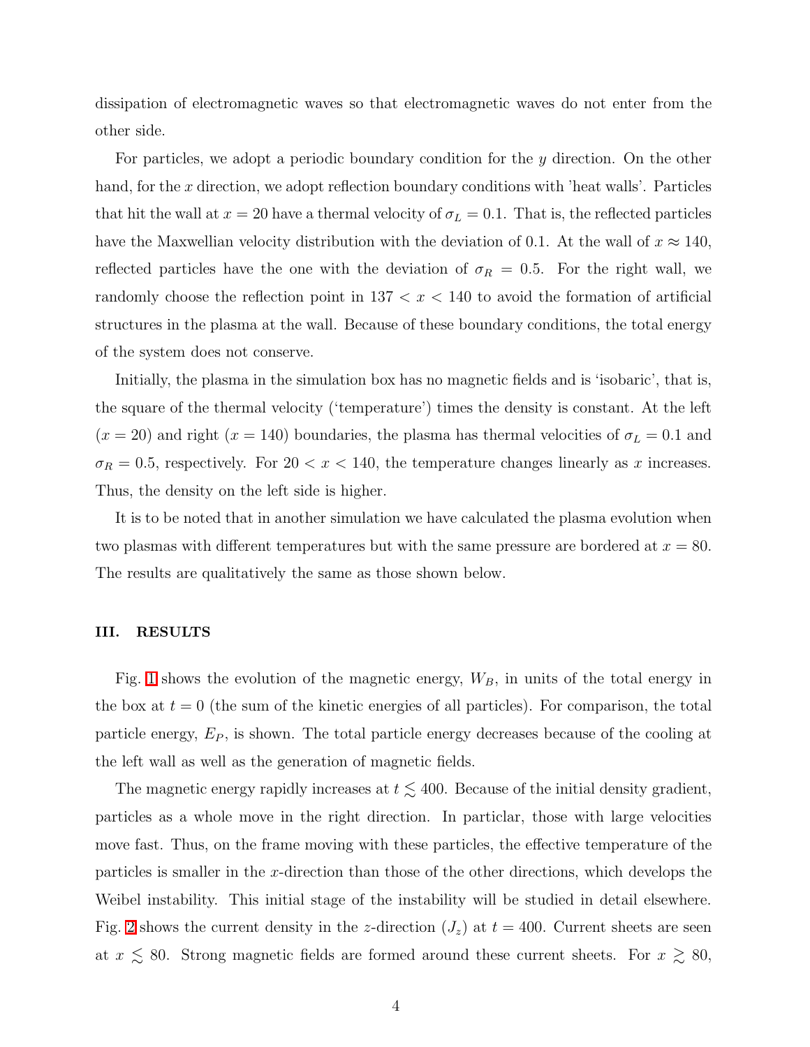dissipation of electromagnetic waves so that electromagnetic waves do not enter from the other side.

For particles, we adopt a periodic boundary condition for the $y$ direction. On the other hand, for the $x$ direction, we adopt reflection boundary conditions with 'heat walls'. Particles that hit the wall at $x = 20$ have a thermal velocity of $\sigma_L = 0.1$. That is, the reflected particles have the Maxwellian velocity distribution with the deviation of 0.1. At the wall of $x \approx 140$, reflected particles have the one with the deviation of $\sigma_R = 0.5$. For the right wall, we randomly choose the reflection point in $137 < x < 140$ to avoid the formation of artificial structures in the plasma at the wall. Because of these boundary conditions, the total energy of the system does not conserve.

Initially, the plasma in the simulation box has no magnetic fields and is 'isobaric', that is, the square of the thermal velocity ('temperature') times the density is constant. At the left ($x = 20$) and right ($x = 140$) boundaries, the plasma has thermal velocities of $\sigma_L = 0.1$ and $\sigma_R = 0.5$, respectively. For $20 < x < 140$, the temperature changes linearly as $x$ increases. Thus, the density on the left side is higher.

It is to be noted that in another simulation we have calculated the plasma evolution when two plasmas with different temperatures but with the same pressure are bordered at $x = 80$. The results are qualitatively the same as those shown below.

## III. RESULTS

Fig. 1 shows the evolution of the magnetic energy, $W_B$, in units of the total energy in the box at $t = 0$ (the sum of the kinetic energies of all particles). For comparison, the total particle energy, $E_P$, is shown. The total particle energy decreases because of the cooling at the left wall as well as the generation of magnetic fields.

The magnetic energy rapidly increases at $t \lesssim 400$. Because of the initial density gradient, particles as a whole move in the right direction. In particlar, those with large velocities move fast. Thus, on the frame moving with these particles, the effective temperature of the particles is smaller in the $x$-direction than those of the other directions, which develops the Weibel instability. This initial stage of the instability will be studied in detail elsewhere. Fig. 2 shows the current density in the $z$-direction ($J_z$) at $t = 400$. Current sheets are seen at $x \lesssim 80$. Strong magnetic fields are formed around these current sheets. For $x \gtrsim 80$,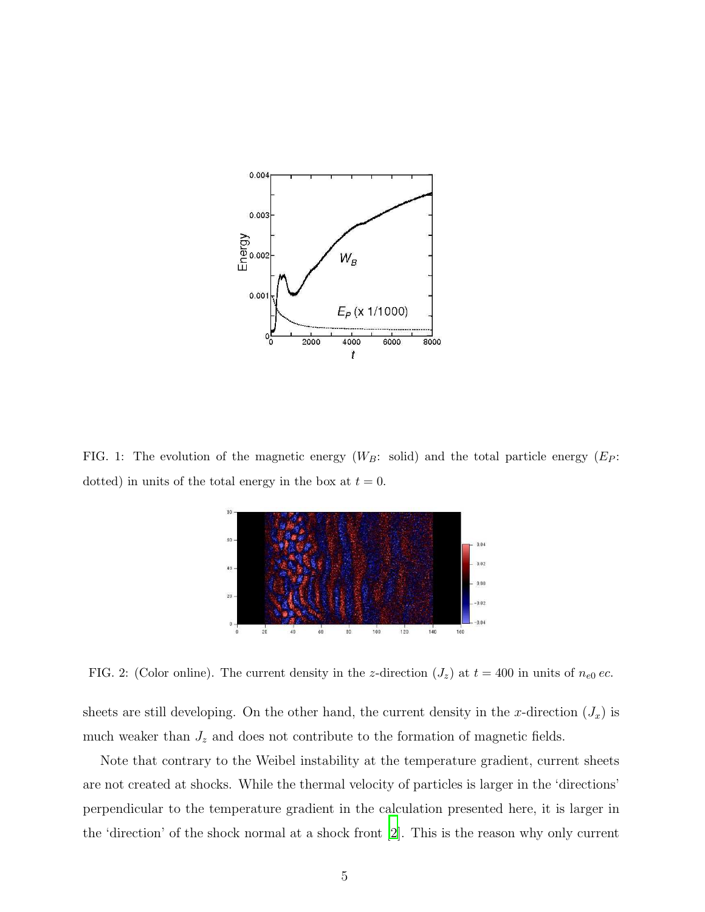FIG. 1: The evolution of the magnetic energy ($W_B$: solid) and the total particle energy ($E_P$: dotted) in units of the total energy in the box at $t = 0$.

FIG. 2: (Color online). The current density in the $z$-direction ($J_z$) at $t = 400$ in units of $n_{e0}\, ec$.

sheets are still developing. On the other hand, the current density in the $x$-direction ($J_x$) is much weaker than $J_z$ and does not contribute to the formation of magnetic fields.

Note that contrary to the Weibel instability at the temperature gradient, current sheets are not created at shocks. While the thermal velocity of particles is larger in the 'directions' perpendicular to the temperature gradient in the calculation presented here, it is larger in the 'direction' of the shock normal at a shock front [2]. This is the reason why only current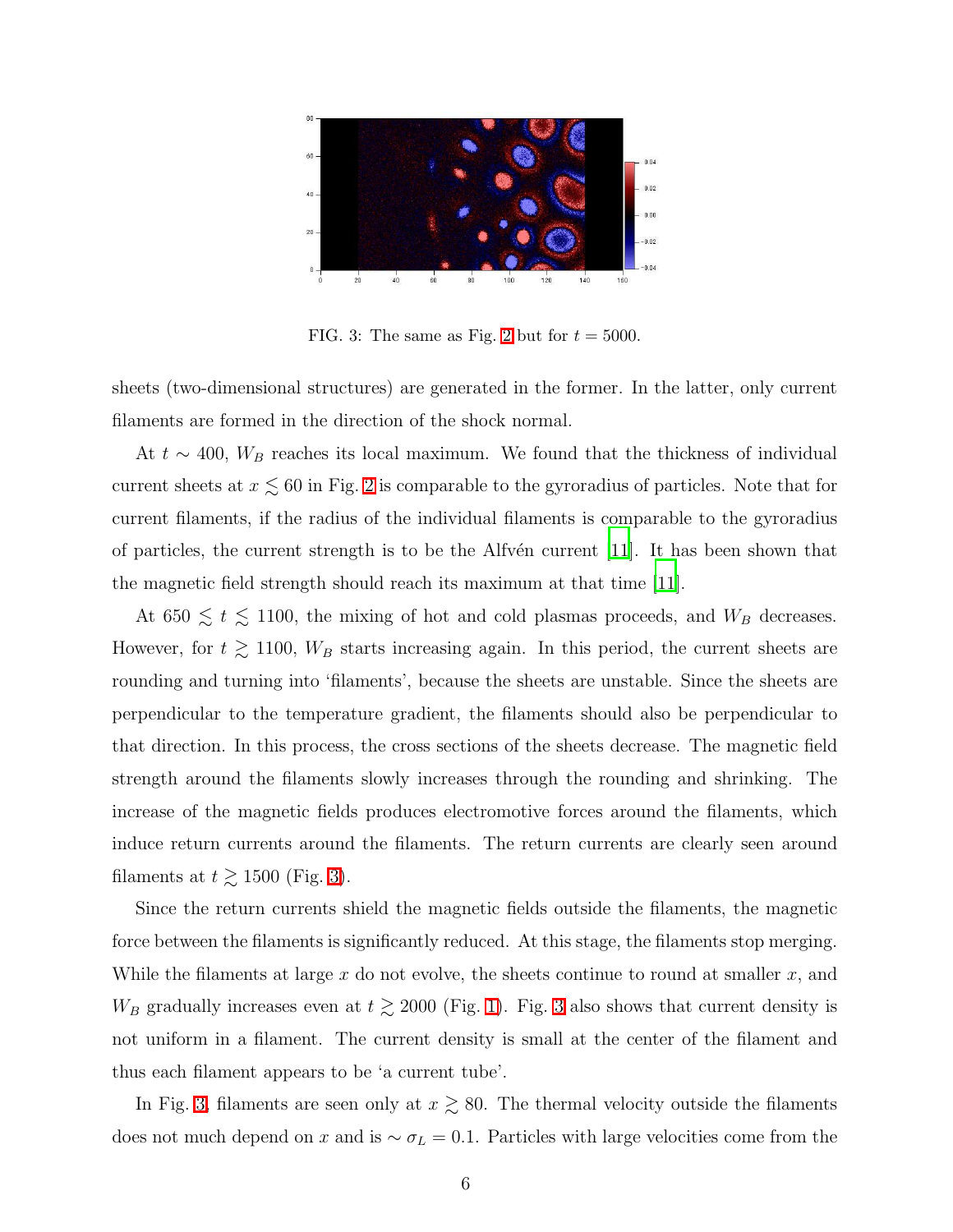FIG. 3: The same as Fig. 2 but for $t = 5000$.

sheets (two-dimensional structures) are generated in the former. In the latter, only current filaments are formed in the direction of the shock normal.

At $t \sim 400$, $W_B$ reaches its local maximum. We found that the thickness of individual current sheets at $x \lesssim 60$ in Fig. 2 is comparable to the gyroradius of particles. Note that for current filaments, if the radius of the individual filaments is comparable to the gyroradius of particles, the current strength is to be the Alfvén current [11]. It has been shown that the magnetic field strength should reach its maximum at that time [11].

At $650 \lesssim t \lesssim 1100$, the mixing of hot and cold plasmas proceeds, and $W_B$ decreases. However, for $t \gtrsim 1100$, $W_B$ starts increasing again. In this period, the current sheets are rounding and turning into 'filaments', because the sheets are unstable. Since the sheets are perpendicular to the temperature gradient, the filaments should also be perpendicular to that direction. In this process, the cross sections of the sheets decrease. The magnetic field strength around the filaments slowly increases through the rounding and shrinking. The increase of the magnetic fields produces electromotive forces around the filaments, which induce return currents around the filaments. The return currents are clearly seen around filaments at $t \gtrsim 1500$ (Fig. 3).

Since the return currents shield the magnetic fields outside the filaments, the magnetic force between the filaments is significantly reduced. At this stage, the filaments stop merging. While the filaments at large $x$ do not evolve, the sheets continue to round at smaller $x$, and $W_B$ gradually increases even at $t \gtrsim 2000$ (Fig. 1). Fig. 3 also shows that current density is not uniform in a filament. The current density is small at the center of the filament and thus each filament appears to be 'a current tube'.

In Fig. 3, filaments are seen only at $x \gtrsim 80$. The thermal velocity outside the filaments does not much depend on $x$ and is $\sim \sigma_L = 0.1$. Particles with large velocities come from the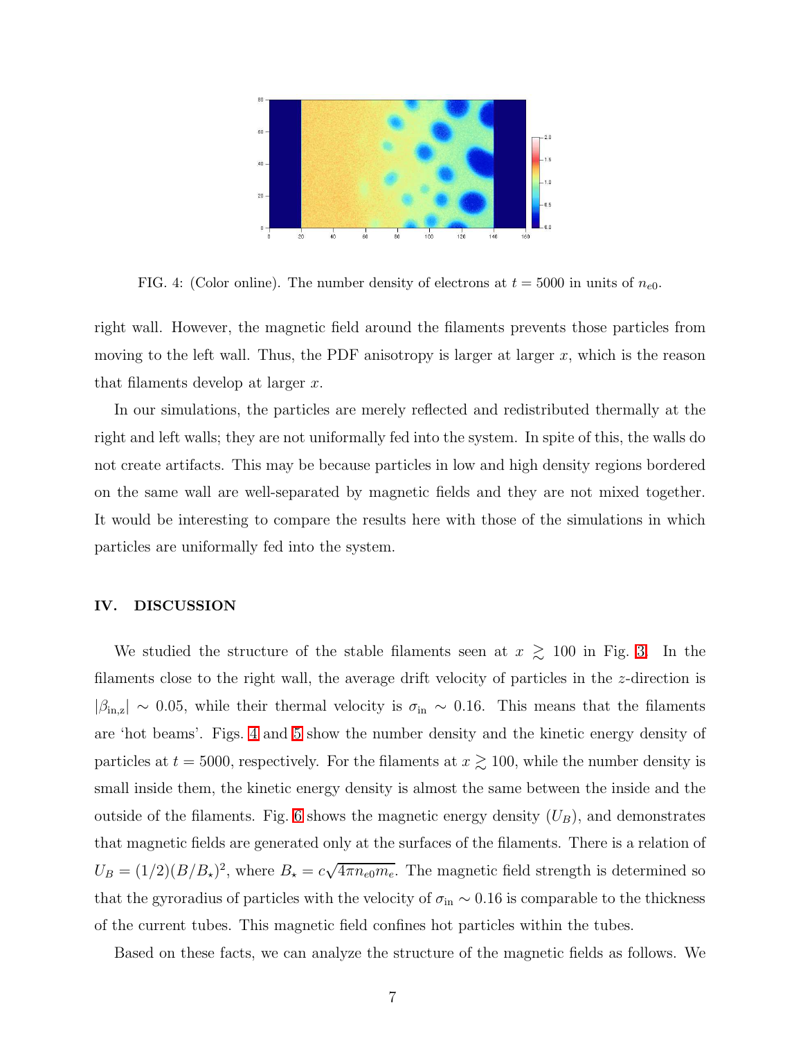FIG. 4: (Color online). The number density of electrons at $t = 5000$ in units of $n_{e0}$.

right wall. However, the magnetic field around the filaments prevents those particles from moving to the left wall. Thus, the PDF anisotropy is larger at larger $x$, which is the reason that filaments develop at larger $x$.

In our simulations, the particles are merely reflected and redistributed thermally at the right and left walls; they are not uniformally fed into the system. In spite of this, the walls do not create artifacts. This may be because particles in low and high density regions bordered on the same wall are well-separated by magnetic fields and they are not mixed together. It would be interesting to compare the results here with those of the simulations in which particles are uniformally fed into the system.

## IV. DISCUSSION

We studied the structure of the stable filaments seen at $x \gtrsim 100$ in Fig. 3. In the filaments close to the right wall, the average drift velocity of particles in the $z$-direction is $|\beta_{\rm in,z}| \sim 0.05$, while their thermal velocity is $\sigma_{\rm in} \sim 0.16$. This means that the filaments are 'hot beams'. Figs. 4 and 5 show the number density and the kinetic energy density of particles at $t = 5000$, respectively. For the filaments at $x \gtrsim 100$, while the number density is small inside them, the kinetic energy density is almost the same between the inside and the outside of the filaments. Fig. 6 shows the magnetic energy density ($U_B$), and demonstrates that magnetic fields are generated only at the surfaces of the filaments. There is a relation of $U_B = (1/2)(B/B_\star)^2$, where $B_\star = c\sqrt{4\pi n_{e0} m_e}$. The magnetic field strength is determined so that the gyroradius of particles with the velocity of $\sigma_{\rm in} \sim 0.16$ is comparable to the thickness of the current tubes. This magnetic field confines hot particles within the tubes.

Based on these facts, we can analyze the structure of the magnetic fields as follows. We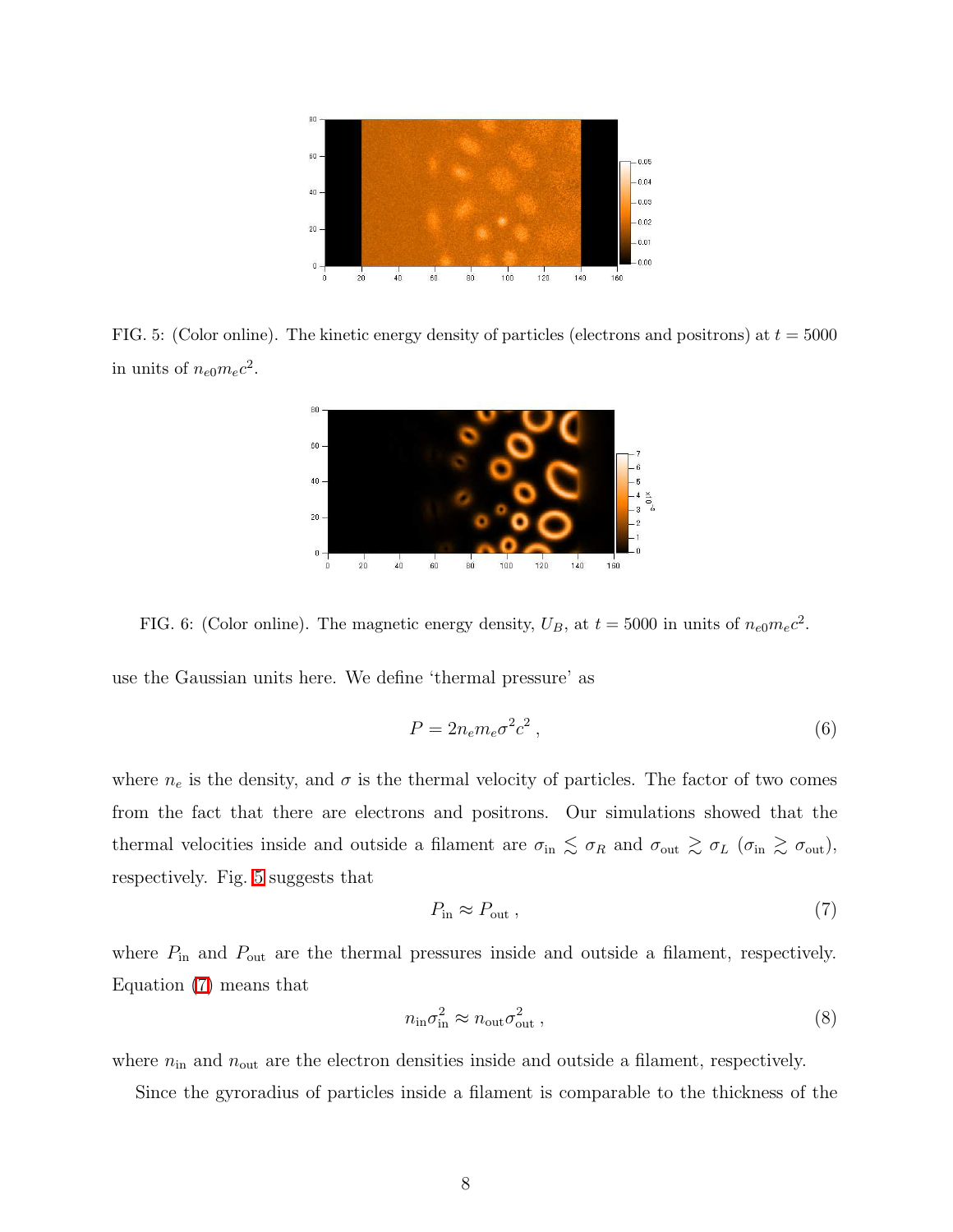FIG. 5: (Color online). The kinetic energy density of particles (electrons and positrons) at $t = 5000$ in units of $n_{e0}m_e c^2$.

FIG. 6: (Color online). The magnetic energy density, $U_B$, at $t = 5000$ in units of $n_{e0}m_e c^2$.

use the Gaussian units here. We define 'thermal pressure' as

$$P = 2n_e m_e \sigma^2 c^2 \,, \tag{6}$$

where $n_e$ is the density, and $\sigma$ is the thermal velocity of particles. The factor of two comes from the fact that there are electrons and positrons. Our simulations showed that the thermal velocities inside and outside a filament are $\sigma_{\rm in} \lesssim \sigma_R$ and $\sigma_{\rm out} \gtrsim \sigma_L$ ($\sigma_{\rm in} \gtrsim \sigma_{\rm out}$), respectively. Fig. 5 suggests that

$$P_{\rm in} \approx P_{\rm out} \,, \tag{7}$$

where $P_{\rm in}$ and $P_{\rm out}$ are the thermal pressures inside and outside a filament, respectively. Equation (7) means that

$$n_{\rm in}\sigma_{\rm in}^2 \approx n_{\rm out}\sigma_{\rm out}^2 \,, \tag{8}$$

where $n_{\rm in}$ and $n_{\rm out}$ are the electron densities inside and outside a filament, respectively.

Since the gyroradius of particles inside a filament is comparable to the thickness of the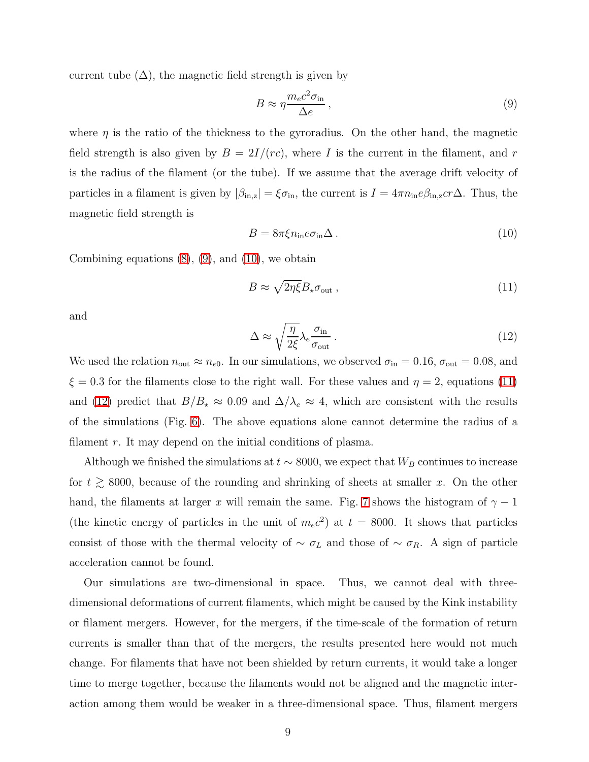current tube ($\Delta$), the magnetic field strength is given by

$$B \approx \eta \frac{m_e c^2 \sigma_{\rm in}}{\Delta e} \,, \tag{9}$$

where $\eta$ is the ratio of the thickness to the gyroradius. On the other hand, the magnetic field strength is also given by $B = 2I/(rc)$, where $I$ is the current in the filament, and $r$ is the radius of the filament (or the tube). If we assume that the average drift velocity of particles in a filament is given by $|\beta_{\rm in,z}| = \xi \sigma_{\rm in}$, the current is $I = 4\pi n_{\rm in} e \beta_{\rm in,z} c r \Delta$. Thus, the magnetic field strength is

$$B = 8\pi \xi n_{\rm in} e \sigma_{\rm in} \Delta \,. \tag{10}$$

Combining equations (8), (9), and (10), we obtain

$$B \approx \sqrt{2\eta\xi} B_\star \sigma_{\rm out} \,, \tag{11}$$

and

$$\Delta \approx \sqrt{\frac{\eta}{2\xi}} \lambda_e \frac{\sigma_{\rm in}}{\sigma_{\rm out}} \,. \tag{12}$$

We used the relation $n_{\rm out} \approx n_{e0}$. In our simulations, we observed $\sigma_{\rm in} = 0.16$, $\sigma_{\rm out} = 0.08$, and $\xi = 0.3$ for the filaments close to the right wall. For these values and $\eta = 2$, equations (11) and (12) predict that $B/B_\star \approx 0.09$ and $\Delta/\lambda_e \approx 4$, which are consistent with the results of the simulations (Fig. 6). The above equations alone cannot determine the radius of a filament $r$. It may depend on the initial conditions of plasma.

Although we finished the simulations at $t \sim 8000$, we expect that $W_B$ continues to increase for $t \gtrsim 8000$, because of the rounding and shrinking of sheets at smaller $x$. On the other hand, the filaments at larger $x$ will remain the same. Fig. 7 shows the histogram of $\gamma - 1$ (the kinetic energy of particles in the unit of $m_e c^2$) at $t = 8000$. It shows that particles consist of those with the thermal velocity of $\sim \sigma_L$ and those of $\sim \sigma_R$. A sign of particle acceleration cannot be found.

Our simulations are two-dimensional in space. Thus, we cannot deal with three-dimensional deformations of current filaments, which might be caused by the Kink instability or filament mergers. However, for the mergers, if the time-scale of the formation of return currents is smaller than that of the mergers, the results presented here would not much change. For filaments that have not been shielded by return currents, it would take a longer time to merge together, because the filaments would not be aligned and the magnetic interaction among them would be weaker in a three-dimensional space. Thus, filament mergers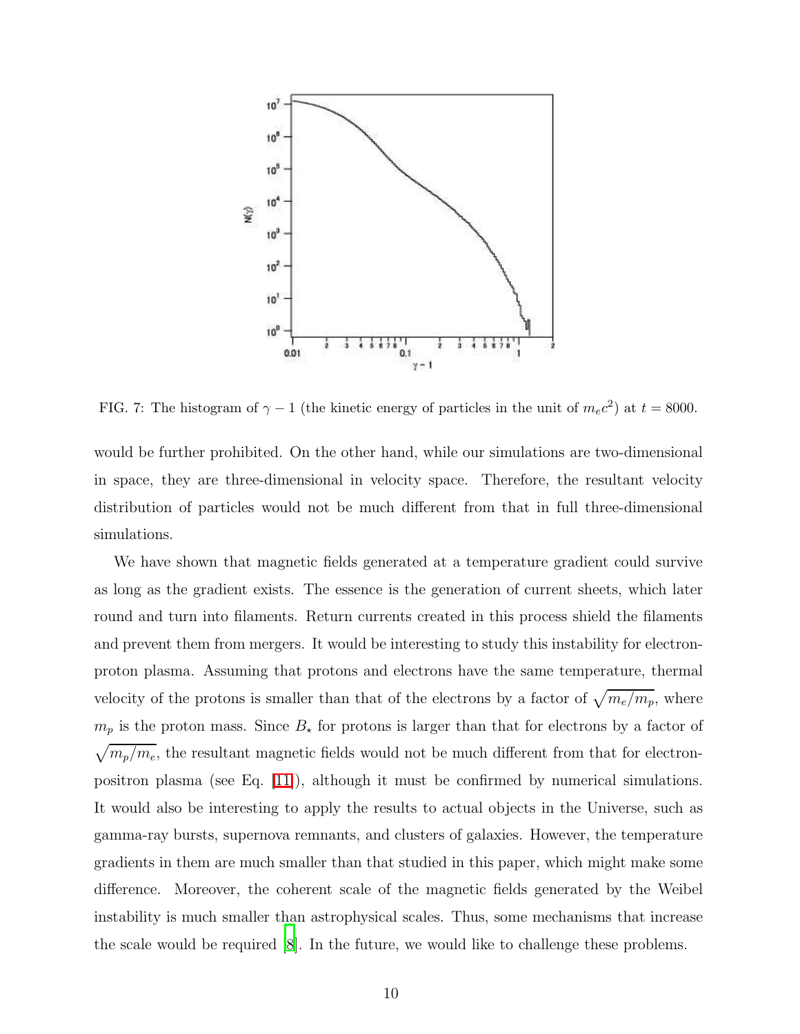FIG. 7: The histogram of $\gamma - 1$ (the kinetic energy of particles in the unit of $m_e c^2$) at $t = 8000$.

would be further prohibited. On the other hand, while our simulations are two-dimensional in space, they are three-dimensional in velocity space. Therefore, the resultant velocity distribution of particles would not be much different from that in full three-dimensional simulations.

We have shown that magnetic fields generated at a temperature gradient could survive as long as the gradient exists. The essence is the generation of current sheets, which later round and turn into filaments. Return currents created in this process shield the filaments and prevent them from mergers. It would be interesting to study this instability for electron-proton plasma. Assuming that protons and electrons have the same temperature, thermal velocity of the protons is smaller than that of the electrons by a factor of $\sqrt{m_e/m_p}$, where $m_p$ is the proton mass. Since $B_\star$ for protons is larger than that for electrons by a factor of $\sqrt{m_p/m_e}$, the resultant magnetic fields would not be much different from that for electron-positron plasma (see Eq. [11]), although it must be confirmed by numerical simulations. It would also be interesting to apply the results to actual objects in the Universe, such as gamma-ray bursts, supernova remnants, and clusters of galaxies. However, the temperature gradients in them are much smaller than that studied in this paper, which might make some difference. Moreover, the coherent scale of the magnetic fields generated by the Weibel instability is much smaller than astrophysical scales. Thus, some mechanisms that increase the scale would be required [8]. In the future, we would like to challenge these problems.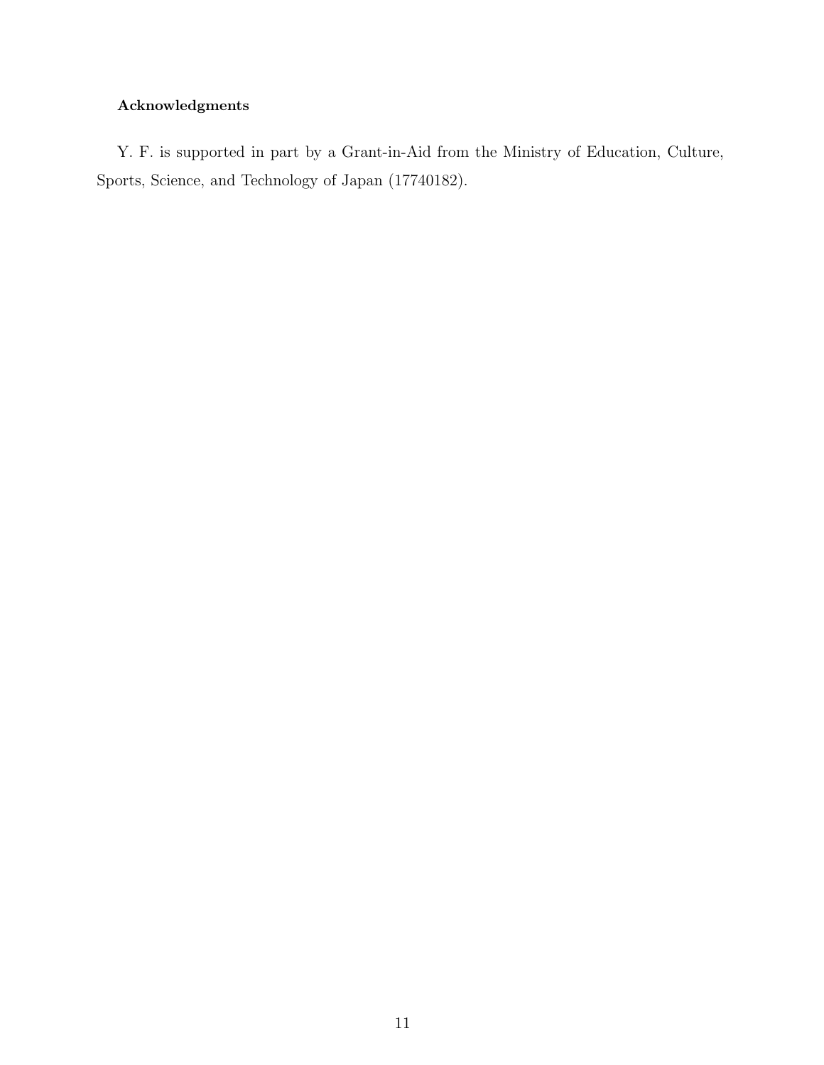### Acknowledgments

Y. F. is supported in part by a Grant-in-Aid from the Ministry of Education, Culture, Sports, Science, and Technology of Japan (17740182).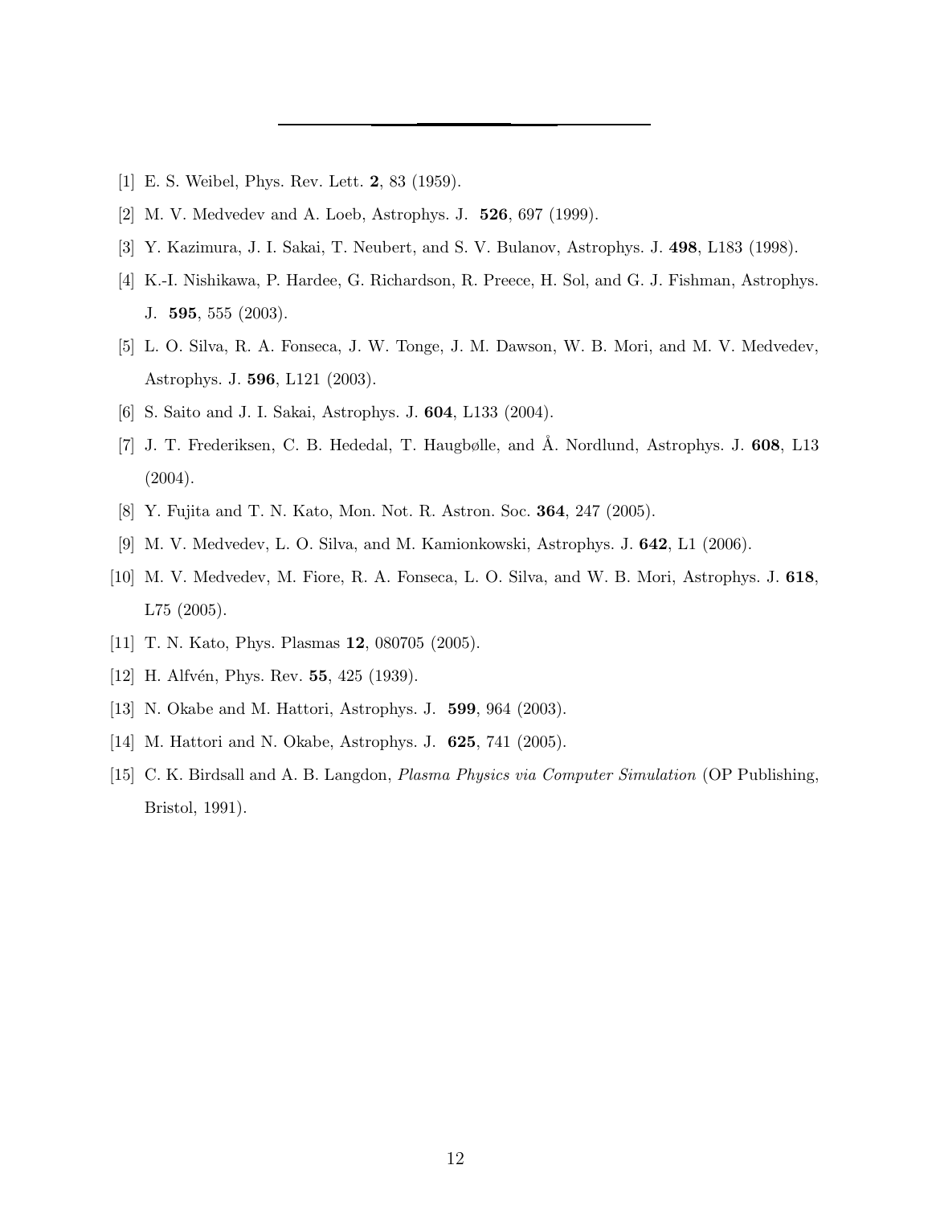[1] E. S. Weibel, Phys. Rev. Lett. **2**, 83 (1959).

[2] M. V. Medvedev and A. Loeb, Astrophys. J. **526**, 697 (1999).

[3] Y. Kazimura, J. I. Sakai, T. Neubert, and S. V. Bulanov, Astrophys. J. **498**, L183 (1998).

[4] K.-I. Nishikawa, P. Hardee, G. Richardson, R. Preece, H. Sol, and G. J. Fishman, Astrophys. J. **595**, 555 (2003).

[5] L. O. Silva, R. A. Fonseca, J. W. Tonge, J. M. Dawson, W. B. Mori, and M. V. Medvedev, Astrophys. J. **596**, L121 (2003).

[6] S. Saito and J. I. Sakai, Astrophys. J. **604**, L133 (2004).

[7] J. T. Frederiksen, C. B. Hededal, T. Haugbølle, and Å. Nordlund, Astrophys. J. **608**, L13 (2004).

[8] Y. Fujita and T. N. Kato, Mon. Not. R. Astron. Soc. **364**, 247 (2005).

[9] M. V. Medvedev, L. O. Silva, and M. Kamionkowski, Astrophys. J. **642**, L1 (2006).

[10] M. V. Medvedev, M. Fiore, R. A. Fonseca, L. O. Silva, and W. B. Mori, Astrophys. J. **618**, L75 (2005).

[11] T. N. Kato, Phys. Plasmas **12**, 080705 (2005).

[12] H. Alfvén, Phys. Rev. **55**, 425 (1939).

[13] N. Okabe and M. Hattori, Astrophys. J. **599**, 964 (2003).

[14] M. Hattori and N. Okabe, Astrophys. J. **625**, 741 (2005).

[15] C. K. Birdsall and A. B. Langdon, *Plasma Physics via Computer Simulation* (OP Publishing, Bristol, 1991).